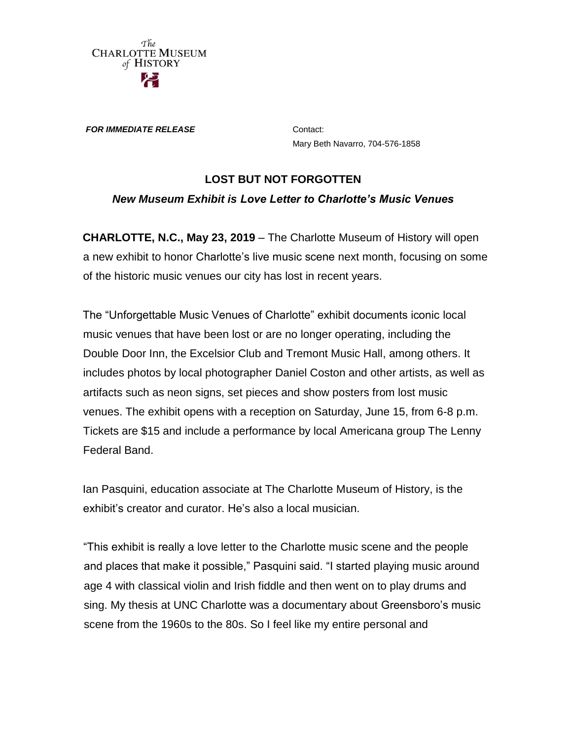The Charlotte Museum of History

***FOR IMMEDIATE RELEASE***

Contact:
Mary Beth Navarro, 704-576-1858

## LOST BUT NOT FORGOTTEN

### *New Museum Exhibit is Love Letter to Charlotte's Music Venues*

**CHARLOTTE, N.C., May 23, 2019** – The Charlotte Museum of History will open a new exhibit to honor Charlotte's live music scene next month, focusing on some of the historic music venues our city has lost in recent years.

The "Unforgettable Music Venues of Charlotte" exhibit documents iconic local music venues that have been lost or are no longer operating, including the Double Door Inn, the Excelsior Club and Tremont Music Hall, among others. It includes photos by local photographer Daniel Coston and other artists, as well as artifacts such as neon signs, set pieces and show posters from lost music venues. The exhibit opens with a reception on Saturday, June 15, from 6-8 p.m. Tickets are $15 and include a performance by local Americana group The Lenny Federal Band.

Ian Pasquini, education associate at The Charlotte Museum of History, is the exhibit's creator and curator. He's also a local musician.

"This exhibit is really a love letter to the Charlotte music scene and the people and places that make it possible," Pasquini said. "I started playing music around age 4 with classical violin and Irish fiddle and then went on to play drums and sing. My thesis at UNC Charlotte was a documentary about Greensboro's music scene from the 1960s to the 80s. So I feel like my entire personal and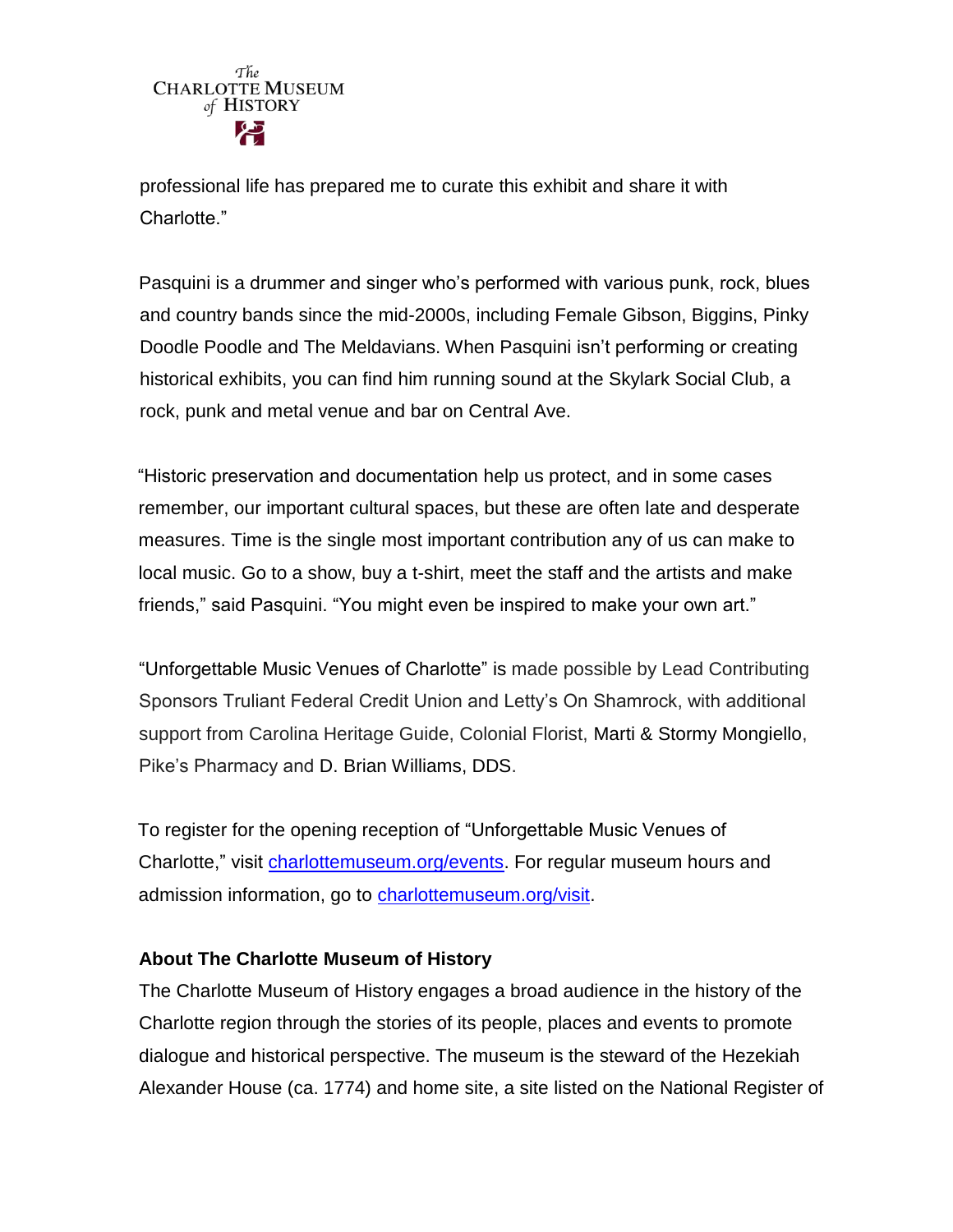professional life has prepared me to curate this exhibit and share it with Charlotte."

Pasquini is a drummer and singer who's performed with various punk, rock, blues and country bands since the mid-2000s, including Female Gibson, Biggins, Pinky Doodle Poodle and The Meldavians. When Pasquini isn't performing or creating historical exhibits, you can find him running sound at the Skylark Social Club, a rock, punk and metal venue and bar on Central Ave.

"Historic preservation and documentation help us protect, and in some cases remember, our important cultural spaces, but these are often late and desperate measures. Time is the single most important contribution any of us can make to local music. Go to a show, buy a t-shirt, meet the staff and the artists and make friends," said Pasquini. "You might even be inspired to make your own art."

"Unforgettable Music Venues of Charlotte" is made possible by Lead Contributing Sponsors Truliant Federal Credit Union and Letty's On Shamrock, with additional support from Carolina Heritage Guide, Colonial Florist, Marti & Stormy Mongiello, Pike's Pharmacy and D. Brian Williams, DDS.

To register for the opening reception of "Unforgettable Music Venues of Charlotte," visit [charlottemuseum.org/events](charlottemuseum.org/events). For regular museum hours and admission information, go to [charlottemuseum.org/visit](charlottemuseum.org/visit).

**About The Charlotte Museum of History**

The Charlotte Museum of History engages a broad audience in the history of the Charlotte region through the stories of its people, places and events to promote dialogue and historical perspective. The museum is the steward of the Hezekiah Alexander House (ca. 1774) and home site, a site listed on the National Register of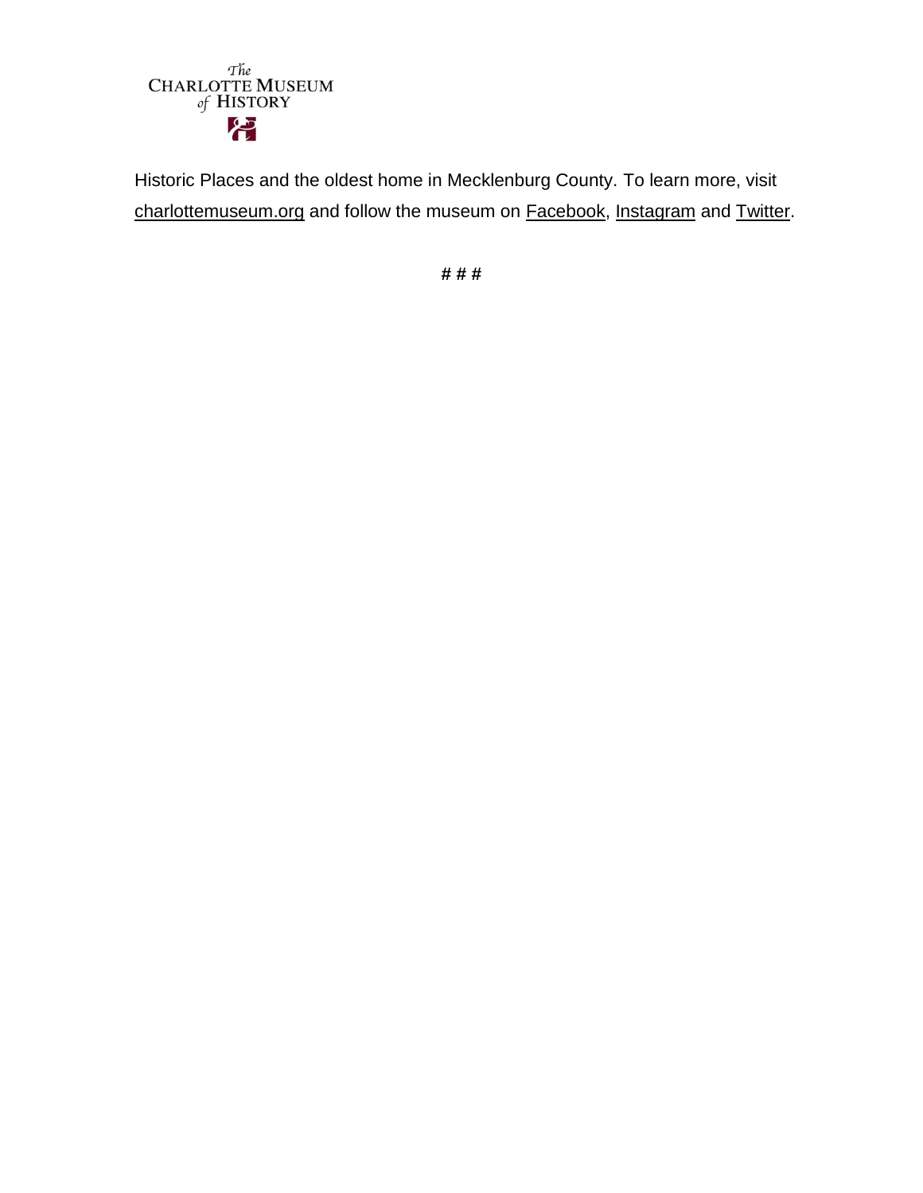Historic Places and the oldest home in Mecklenburg County. To learn more, visit charlottemuseum.org and follow the museum on Facebook, Instagram and Twitter.

# # #